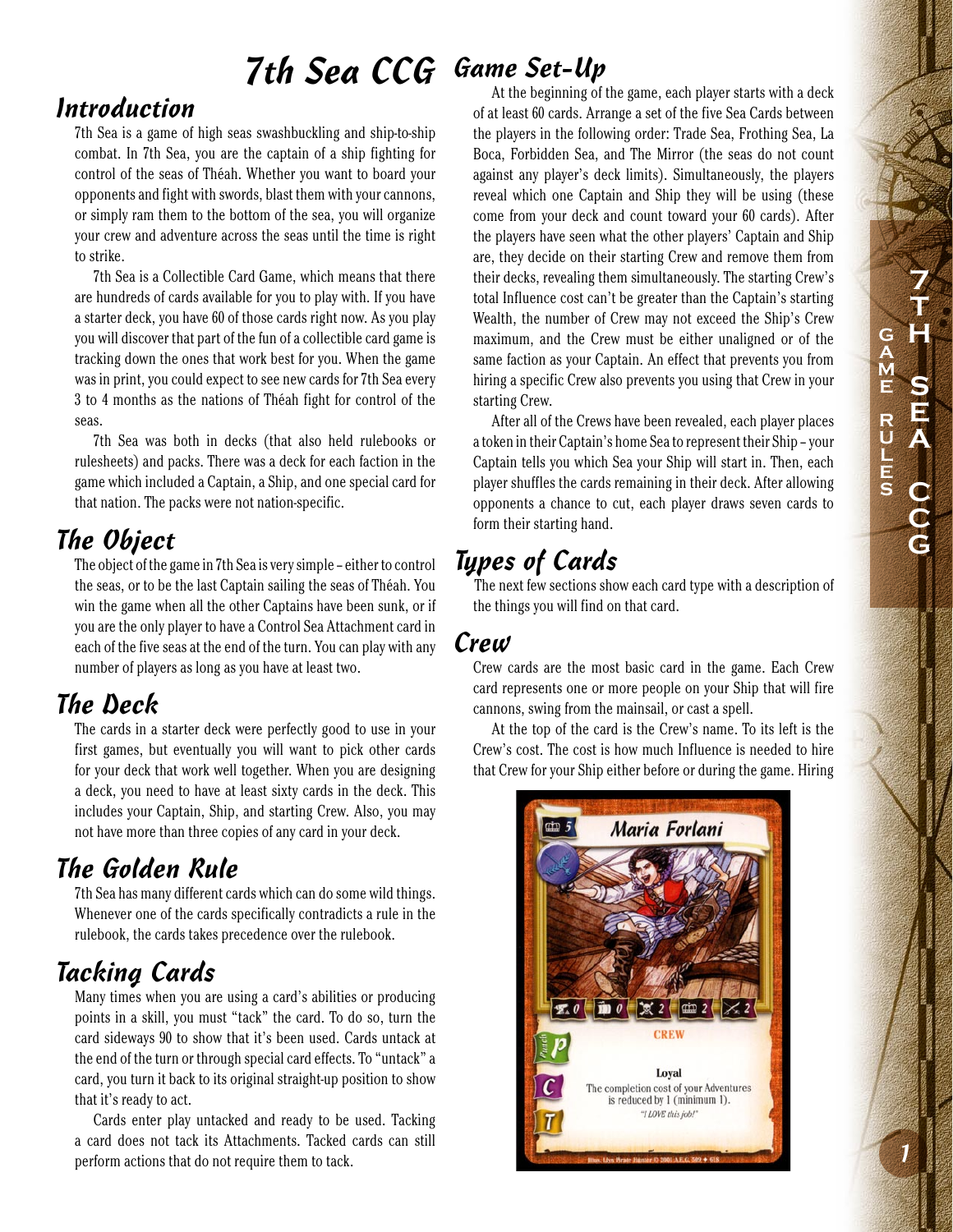# 7th Sea CCG

## Introduction

7th Sea is a game of high seas swashbuckling and ship-to-ship combat. In 7th Sea, you are the captain of a ship fighting for control of the seas of Théah. Whether you want to board your opponents and fight with swords, blast them with your cannons, or simply ram them to the bottom of the sea, you will organize your crew and adventure across the seas until the time is right to strike.

7th Sea is a Collectible Card Game, which means that there are hundreds of cards available for you to play with. If you have a starter deck, you have 60 of those cards right now. As you play you will discover that part of the fun of a collectible card game is tracking down the ones that work best for you. When the game was in print, you could expect to see new cards for 7th Sea every 3 to 4 months as the nations of Théah fight for control of the seas.

7th Sea was both in decks (that also held rulebooks or rulesheets) and packs. There was a deck for each faction in the game which included a Captain, a Ship, and one special card for that nation. The packs were not nation-specific.

## The Object

The object of the game in 7th Sea is very simple – either to control the seas, or to be the last Captain sailing the seas of Théah. You win the game when all the other Captains have been sunk, or if you are the only player to have a Control Sea Attachment card in each of the five seas at the end of the turn. You can play with any number of players as long as you have at least two.

## The Deck

The cards in a starter deck were perfectly good to use in your first games, but eventually you will want to pick other cards for your deck that work well together. When you are designing a deck, you need to have at least sixty cards in the deck. This includes your Captain, Ship, and starting Crew. Also, you may not have more than three copies of any card in your deck.

## The Golden Rule

7th Sea has many different cards which can do some wild things. Whenever one of the cards specifically contradicts a rule in the rulebook, the cards takes precedence over the rulebook.

## Tacking Cards

Many times when you are using a card's abilities or producing points in a skill, you must "tack" the card. To do so, turn the card sideways 90 to show that it's been used. Cards untack at the end of the turn or through special card effects. To "untack" a card, you turn it back to its original straight-up position to show that it's ready to act.

Cards enter play untacked and ready to be used. Tacking a card does not tack its Attachments. Tacked cards can still perform actions that do not require them to tack.

## Game Set-Up

At the beginning of the game, each player starts with a deck of at least 60 cards. Arrange a set of the five Sea Cards between the players in the following order: Trade Sea, Frothing Sea, La Boca, Forbidden Sea, and The Mirror (the seas do not count against any player's deck limits). Simultaneously, the players reveal which one Captain and Ship they will be using (these come from your deck and count toward your 60 cards). After the players have seen what the other players' Captain and Ship are, they decide on their starting Crew and remove them from their decks, revealing them simultaneously. The starting Crew's total Influence cost can't be greater than the Captain's starting Wealth, the number of Crew may not exceed the Ship's Crew maximum, and the Crew must be either unaligned or of the same faction as your Captain. An effect that prevents you from hiring a specific Crew also prevents you using that Crew in your starting Crew.

After all of the Crews have been revealed, each player places a token in their Captain's home Sea to represent their Ship – your Captain tells you which Sea your Ship will start in. Then, each player shuffles the cards remaining in their deck. After allowing opponents a chance to cut, each player draws seven cards to form their starting hand.

## Types of Cards

The next few sections show each card type with a description of the things you will find on that card.

### Crew

Crew cards are the most basic card in the game. Each Crew card represents one or more people on your Ship that will fire cannons, swing from the mainsail, or cast a spell.

At the top of the card is the Crew's name. To its left is the Crew's cost. The cost is how much Influence is needed to hire that Crew for your Ship either before or during the game. Hiring

5 Maria Forlani

0 0 2 2 2

CREW

P C T

**Loyal**
The completion cost of your Adventures is reduced by 1 (minimum 1).
*"I LOVE this job!"*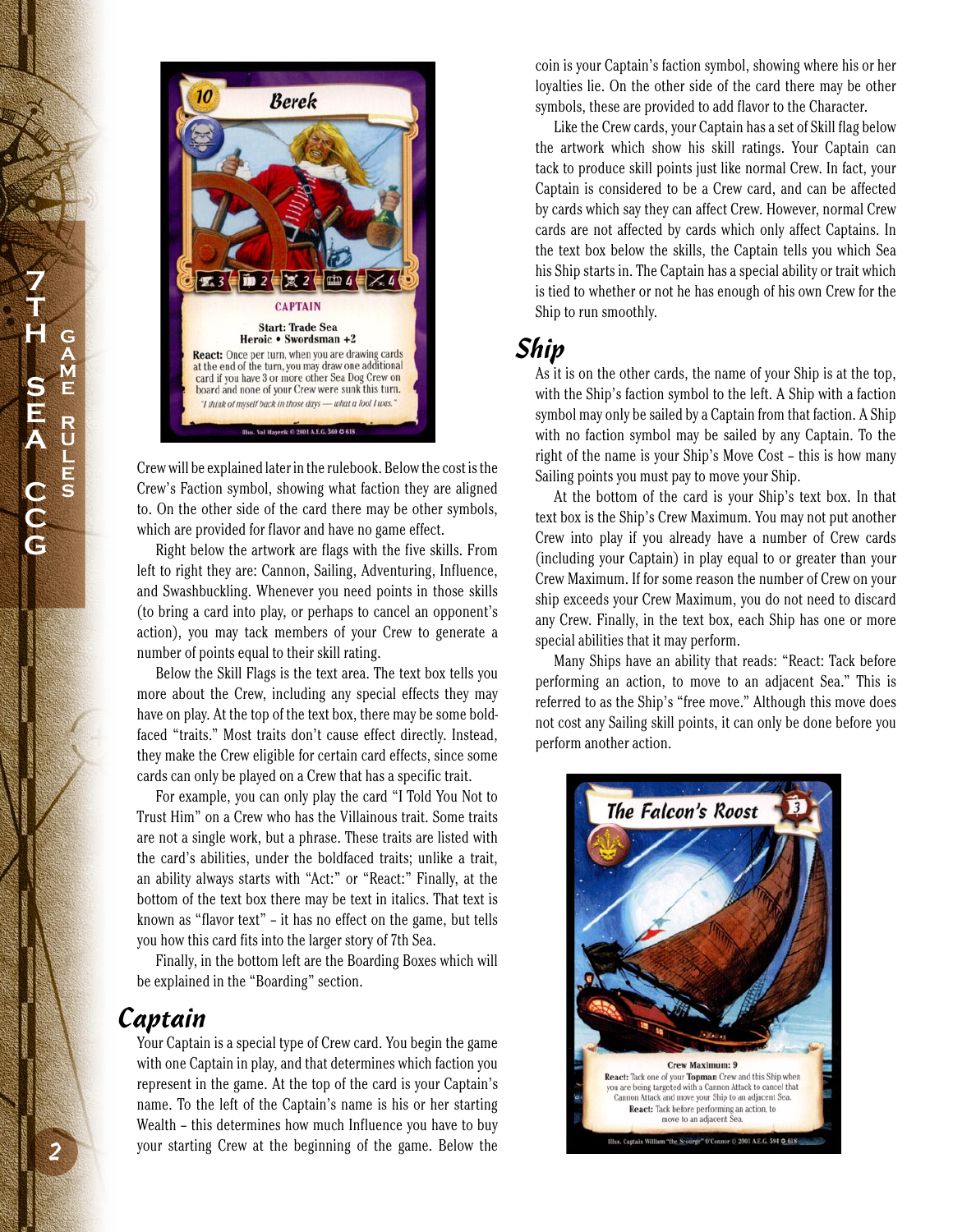Crew will be explained later in the rulebook. Below the cost is the Crew's Faction symbol, showing what faction they are aligned to. On the other side of the card there may be other symbols, which are provided for flavor and have no game effect.

Right below the artwork are flags with the five skills. From left to right they are: Cannon, Sailing, Adventuring, Influence, and Swashbuckling. Whenever you need points in those skills (to bring a card into play, or perhaps to cancel an opponent's action), you may tack members of your Crew to generate a number of points equal to their skill rating.

Below the Skill Flags is the text area. The text box tells you more about the Crew, including any special effects they may have on play. At the top of the text box, there may be some bold-faced "traits." Most traits don't cause effect directly. Instead, they make the Crew eligible for certain card effects, since some cards can only be played on a Crew that has a specific trait.

For example, you can only play the card "I Told You Not to Trust Him" on a Crew who has the Villainous trait. Some traits are not a single work, but a phrase. These traits are listed with the card's abilities, under the boldfaced traits; unlike a trait, an ability always starts with "Act:" or "React:" Finally, at the bottom of the text box there may be text in italics. That text is known as "flavor text" – it has no effect on the game, but tells you how this card fits into the larger story of 7th Sea.

Finally, in the bottom left are the Boarding Boxes which will be explained in the "Boarding" section.

## Captain

Your Captain is a special type of Crew card. You begin the game with one Captain in play, and that determines which faction you represent in the game. At the top of the card is your Captain's name. To the left of the Captain's name is his or her starting Wealth – this determines how much Influence you have to buy your starting Crew at the beginning of the game. Below the coin is your Captain's faction symbol, showing where his or her loyalties lie. On the other side of the card there may be other symbols, these are provided to add flavor to the Character.

Like the Crew cards, your Captain has a set of Skill flag below the artwork which show his skill ratings. Your Captain can tack to produce skill points just like normal Crew. In fact, your Captain is considered to be a Crew card, and can be affected by cards which say they can affect Crew. However, normal Crew cards are not affected by cards which only affect Captains. In the text box below the skills, the Captain tells you which Sea his Ship starts in. The Captain has a special ability or trait which is tied to whether or not he has enough of his own Crew for the Ship to run smoothly.

## Ship

As it is on the other cards, the name of your Ship is at the top, with the Ship's faction symbol to the left. A Ship with a faction symbol may only be sailed by a Captain from that faction. A Ship with no faction symbol may be sailed by any Captain. To the right of the name is your Ship's Move Cost – this is how many Sailing points you must pay to move your Ship.

At the bottom of the card is your Ship's text box. In that text box is the Ship's Crew Maximum. You may not put another Crew into play if you already have a number of Crew cards (including your Captain) in play equal to or greater than your Crew Maximum. If for some reason the number of Crew on your ship exceeds your Crew Maximum, you do not need to discard any Crew. Finally, in the text box, each Ship has one or more special abilities that it may perform.

Many Ships have an ability that reads: "React: Tack before performing an action, to move to an adjacent Sea." This is referred to as the Ship's "free move." Although this move does not cost any Sailing skill points, it can only be done before you perform another action.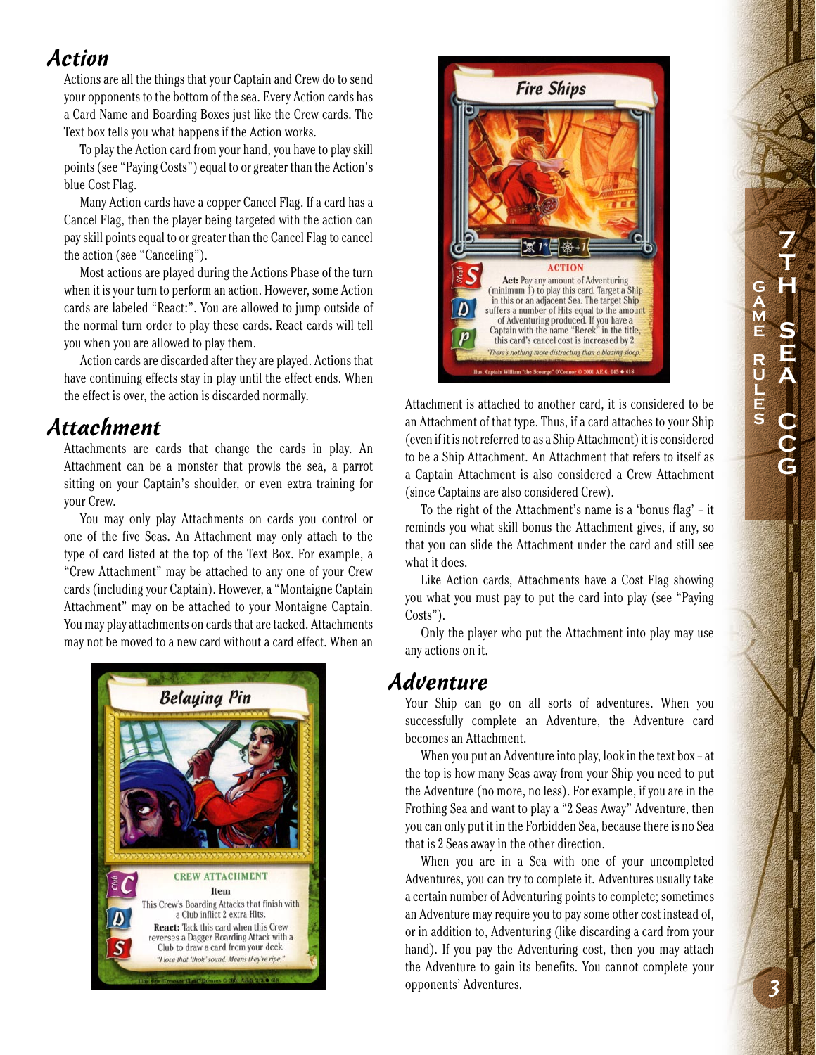## Action

Actions are all the things that your Captain and Crew do to send your opponents to the bottom of the sea. Every Action cards has a Card Name and Boarding Boxes just like the Crew cards. The Text box tells you what happens if the Action works.

To play the Action card from your hand, you have to play skill points (see "Paying Costs") equal to or greater than the Action's blue Cost Flag.

Many Action cards have a copper Cancel Flag. If a card has a Cancel Flag, then the player being targeted with the action can pay skill points equal to or greater than the Cancel Flag to cancel the action (see "Canceling").

Most actions are played during the Actions Phase of the turn when it is your turn to perform an action. However, some Action cards are labeled "React:". You are allowed to jump outside of the normal turn order to play these cards. React cards will tell you when you are allowed to play them.

Action cards are discarded after they are played. Actions that have continuing effects stay in play until the effect ends. When the effect is over, the action is discarded normally.

## Attachment

Attachments are cards that change the cards in play. An Attachment can be a monster that prowls the sea, a parrot sitting on your Captain's shoulder, or even extra training for your Crew.

You may only play Attachments on cards you control or one of the five Seas. An Attachment may only attach to the type of card listed at the top of the Text Box. For example, a "Crew Attachment" may be attached to any one of your Crew cards (including your Captain). However, a "Montaigne Captain Attachment" may on be attached to your Montaigne Captain. You may play attachments on cards that are tacked. Attachments may not be moved to a new card without a card effect. When an Attachment is attached to another card, it is considered to be an Attachment of that type. Thus, if a card attaches to your Ship (even if it is not referred to as a Ship Attachment) it is considered to be a Ship Attachment. An Attachment that refers to itself as a Captain Attachment is also considered a Crew Attachment (since Captains are also considered Crew).

To the right of the Attachment's name is a 'bonus flag' – it reminds you what skill bonus the Attachment gives, if any, so that you can slide the Attachment under the card and still see what it does.

Like Action cards, Attachments have a Cost Flag showing you what you must pay to put the card into play (see "Paying Costs").

Only the player who put the Attachment into play may use any actions on it.

## Adventure

Your Ship can go on all sorts of adventures. When you successfully complete an Adventure, the Adventure card becomes an Attachment.

When you put an Adventure into play, look in the text box – at the top is how many Seas away from your Ship you need to put the Adventure (no more, no less). For example, if you are in the Frothing Sea and want to play a "2 Seas Away" Adventure, then you can only put it in the Forbidden Sea, because there is no Sea that is 2 Seas away in the other direction.

When you are in a Sea with one of your uncompleted Adventures, you can try to complete it. Adventures usually take a certain number of Adventuring points to complete; sometimes an Adventure may require you to pay some other cost instead of, or in addition to, Adventuring (like discarding a card from your hand). If you pay the Adventuring cost, then you may attach the Adventure to gain its benefits. You cannot complete your opponents' Adventures.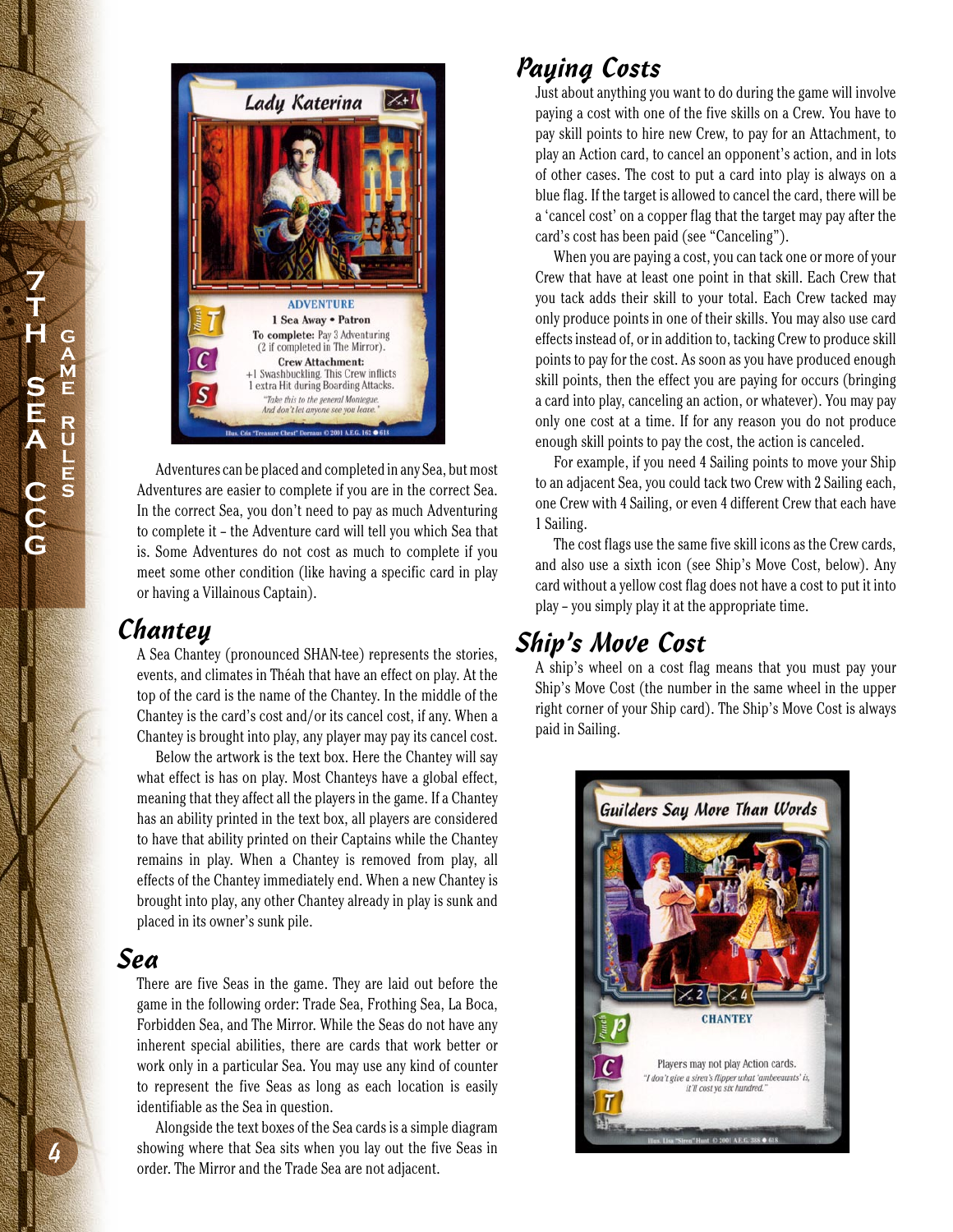Adventures can be placed and completed in any Sea, but most Adventures are easier to complete if you are in the correct Sea. In the correct Sea, you don't need to pay as much Adventuring to complete it – the Adventure card will tell you which Sea that is. Some Adventures do not cost as much to complete if you meet some other condition (like having a specific card in play or having a Villainous Captain).

## Chantey

A Sea Chantey (pronounced SHAN-tee) represents the stories, events, and climates in Théah that have an effect on play. At the top of the card is the name of the Chantey. In the middle of the Chantey is the card's cost and/or its cancel cost, if any. When a Chantey is brought into play, any player may pay its cancel cost.

Below the artwork is the text box. Here the Chantey will say what effect is has on play. Most Chanteys have a global effect, meaning that they affect all the players in the game. If a Chantey has an ability printed in the text box, all players are considered to have that ability printed on their Captains while the Chantey remains in play. When a Chantey is removed from play, all effects of the Chantey immediately end. When a new Chantey is brought into play, any other Chantey already in play is sunk and placed in its owner's sunk pile.

## Sea

There are five Seas in the game. They are laid out before the game in the following order: Trade Sea, Frothing Sea, La Boca, Forbidden Sea, and The Mirror. While the Seas do not have any inherent special abilities, there are cards that work better or work only in a particular Sea. You may use any kind of counter to represent the five Seas as long as each location is easily identifiable as the Sea in question.

Alongside the text boxes of the Sea cards is a simple diagram showing where that Sea sits when you lay out the five Seas in order. The Mirror and the Trade Sea are not adjacent.

## Paying Costs

Just about anything you want to do during the game will involve paying a cost with one of the five skills on a Crew. You have to pay skill points to hire new Crew, to pay for an Attachment, to play an Action card, to cancel an opponent's action, and in lots of other cases. The cost to put a card into play is always on a blue flag. If the target is allowed to cancel the card, there will be a 'cancel cost' on a copper flag that the target may pay after the card's cost has been paid (see "Canceling").

When you are paying a cost, you can tack one or more of your Crew that have at least one point in that skill. Each Crew that you tack adds their skill to your total. Each Crew tacked may only produce points in one of their skills. You may also use card effects instead of, or in addition to, tacking Crew to produce skill points to pay for the cost. As soon as you have produced enough skill points, then the effect you are paying for occurs (bringing a card into play, canceling an action, or whatever). You may pay only one cost at a time. If for any reason you do not produce enough skill points to pay the cost, the action is canceled.

For example, if you need 4 Sailing points to move your Ship to an adjacent Sea, you could tack two Crew with 2 Sailing each, one Crew with 4 Sailing, or even 4 different Crew that each have 1 Sailing.

The cost flags use the same five skill icons as the Crew cards, and also use a sixth icon (see Ship's Move Cost, below). Any card without a yellow cost flag does not have a cost to put it into play – you simply play it at the appropriate time.

## Ship's Move Cost

A ship's wheel on a cost flag means that you must pay your Ship's Move Cost (the number in the same wheel in the upper right corner of your Ship card). The Ship's Move Cost is always paid in Sailing.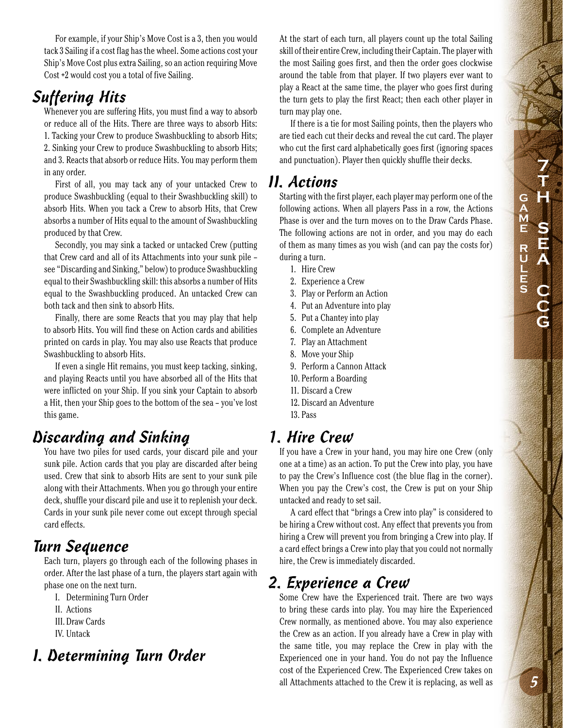For example, if your Ship's Move Cost is a 3, then you would tack 3 Sailing if a cost flag has the wheel. Some actions cost your Ship's Move Cost plus extra Sailing, so an action requiring Move Cost +2 would cost you a total of five Sailing.

## Suffering Hits

Whenever you are suffering Hits, you must find a way to absorb or reduce all of the Hits. There are three ways to absorb Hits: 1. Tacking your Crew to produce Swashbuckling to absorb Hits; 2. Sinking your Crew to produce Swashbuckling to absorb Hits; and 3. Reacts that absorb or reduce Hits. You may perform them in any order.

First of all, you may tack any of your untacked Crew to produce Swashbuckling (equal to their Swashbuckling skill) to absorb Hits. When you tack a Crew to absorb Hits, that Crew absorbs a number of Hits equal to the amount of Swashbuckling produced by that Crew.

Secondly, you may sink a tacked or untacked Crew (putting that Crew card and all of its Attachments into your sunk pile – see "Discarding and Sinking," below) to produce Swashbuckling equal to their Swashbuckling skill: this absorbs a number of Hits equal to the Swashbuckling produced. An untacked Crew can both tack and then sink to absorb Hits.

Finally, there are some Reacts that you may play that help to absorb Hits. You will find these on Action cards and abilities printed on cards in play. You may also use Reacts that produce Swashbuckling to absorb Hits.

If even a single Hit remains, you must keep tacking, sinking, and playing Reacts until you have absorbed all of the Hits that were inflicted on your Ship. If you sink your Captain to absorb a Hit, then your Ship goes to the bottom of the sea – you've lost this game.

## Discarding and Sinking

You have two piles for used cards, your discard pile and your sunk pile. Action cards that you play are discarded after being used. Crew that sink to absorb Hits are sent to your sunk pile along with their Attachments. When you go through your entire deck, shuffle your discard pile and use it to replenish your deck. Cards in your sunk pile never come out except through special card effects.

## Turn Sequence

Each turn, players go through each of the following phases in order. After the last phase of a turn, the players start again with phase one on the next turn.

I. Determining Turn Order
II. Actions
III. Draw Cards
IV. Untack

## I. Determining Turn Order

At the start of each turn, all players count up the total Sailing skill of their entire Crew, including their Captain. The player with the most Sailing goes first, and then the order goes clockwise around the table from that player. If two players ever want to play a React at the same time, the player who goes first during the turn gets to play the first React; then each other player in turn may play one.

If there is a tie for most Sailing points, then the players who are tied each cut their decks and reveal the cut card. The player who cut the first card alphabetically goes first (ignoring spaces and punctuation). Player then quickly shuffle their decks.

## II. Actions

Starting with the first player, each player may perform one of the following actions. When all players Pass in a row, the Actions Phase is over and the turn moves on to the Draw Cards Phase. The following actions are not in order, and you may do each of them as many times as you wish (and can pay the costs for) during a turn.

1. Hire Crew
2. Experience a Crew
3. Play or Perform an Action
4. Put an Adventure into play
5. Put a Chantey into play
6. Complete an Adventure
7. Play an Attachment
8. Move your Ship
9. Perform a Cannon Attack
10. Perform a Boarding
11. Discard a Crew
12. Discard an Adventure
13. Pass

## 1. Hire Crew

If you have a Crew in your hand, you may hire one Crew (only one at a time) as an action. To put the Crew into play, you have to pay the Crew's Influence cost (the blue flag in the corner). When you pay the Crew's cost, the Crew is put on your Ship untacked and ready to set sail.

A card effect that "brings a Crew into play" is considered to be hiring a Crew without cost. Any effect that prevents you from hiring a Crew will prevent you from bringing a Crew into play. If a card effect brings a Crew into play that you could not normally hire, the Crew is immediately discarded.

## 2. Experience a Crew

Some Crew have the Experienced trait. There are two ways to bring these cards into play. You may hire the Experienced Crew normally, as mentioned above. You may also experience the Crew as an action. If you already have a Crew in play with the same title, you may replace the Crew in play with the Experienced one in your hand. You do not pay the Influence cost of the Experienced Crew. The Experienced Crew takes on all Attachments attached to the Crew it is replacing, as well as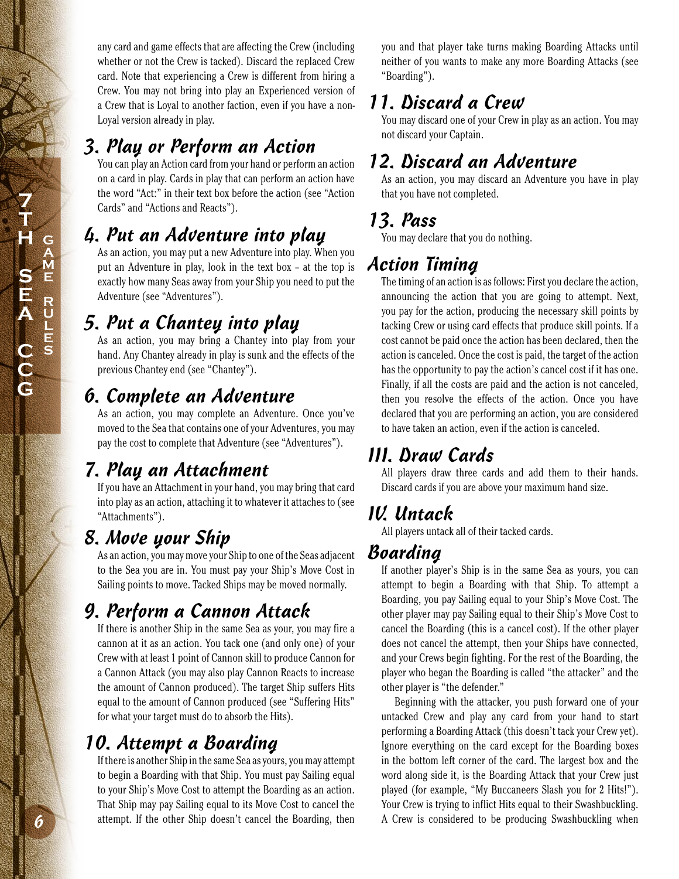any card and game effects that are affecting the Crew (including whether or not the Crew is tacked). Discard the replaced Crew card. Note that experiencing a Crew is different from hiring a Crew. You may not bring into play an Experienced version of a Crew that is Loyal to another faction, even if you have a non-Loyal version already in play.

## 3. Play or Perform an Action

You can play an Action card from your hand or perform an action on a card in play. Cards in play that can perform an action have the word "Act:" in their text box before the action (see "Action Cards" and "Actions and Reacts").

## 4. Put an Adventure into play

As an action, you may put a new Adventure into play. When you put an Adventure in play, look in the text box – at the top is exactly how many Seas away from your Ship you need to put the Adventure (see "Adventures").

## 5. Put a Chantey into play

As an action, you may bring a Chantey into play from your hand. Any Chantey already in play is sunk and the effects of the previous Chantey end (see "Chantey").

## 6. Complete an Adventure

As an action, you may complete an Adventure. Once you've moved to the Sea that contains one of your Adventures, you may pay the cost to complete that Adventure (see "Adventures").

## 7. Play an Attachment

If you have an Attachment in your hand, you may bring that card into play as an action, attaching it to whatever it attaches to (see "Attachments").

## 8. Move your Ship

As an action, you may move your Ship to one of the Seas adjacent to the Sea you are in. You must pay your Ship's Move Cost in Sailing points to move. Tacked Ships may be moved normally.

## 9. Perform a Cannon Attack

If there is another Ship in the same Sea as your, you may fire a cannon at it as an action. You tack one (and only one) of your Crew with at least 1 point of Cannon skill to produce Cannon for a Cannon Attack (you may also play Cannon Reacts to increase the amount of Cannon produced). The target Ship suffers Hits equal to the amount of Cannon produced (see "Suffering Hits" for what your target must do to absorb the Hits).

## 10. Attempt a Boarding

If there is another Ship in the same Sea as yours, you may attempt to begin a Boarding with that Ship. You must pay Sailing equal to your Ship's Move Cost to attempt the Boarding as an action. That Ship may pay Sailing equal to its Move Cost to cancel the attempt. If the other Ship doesn't cancel the Boarding, then you and that player take turns making Boarding Attacks until neither of you wants to make any more Boarding Attacks (see "Boarding").

## 11. Discard a Crew

You may discard one of your Crew in play as an action. You may not discard your Captain.

## 12. Discard an Adventure

As an action, you may discard an Adventure you have in play that you have not completed.

## 13. Pass

You may declare that you do nothing.

## Action Timing

The timing of an action is as follows: First you declare the action, announcing the action that you are going to attempt. Next, you pay for the action, producing the necessary skill points by tacking Crew or using card effects that produce skill points. If a cost cannot be paid once the action has been declared, then the action is canceled. Once the cost is paid, the target of the action has the opportunity to pay the action's cancel cost if it has one. Finally, if all the costs are paid and the action is not canceled, then you resolve the effects of the action. Once you have declared that you are performing an action, you are considered to have taken an action, even if the action is canceled.

## III. Draw Cards

All players draw three cards and add them to their hands. Discard cards if you are above your maximum hand size.

## IV. Untack

All players untack all of their tacked cards.

## Boarding

If another player's Ship is in the same Sea as yours, you can attempt to begin a Boarding with that Ship. To attempt a Boarding, you pay Sailing equal to your Ship's Move Cost. The other player may pay Sailing equal to their Ship's Move Cost to cancel the Boarding (this is a cancel cost). If the other player does not cancel the attempt, then your Ships have connected, and your Crews begin fighting. For the rest of the Boarding, the player who began the Boarding is called "the attacker" and the other player is "the defender."

Beginning with the attacker, you push forward one of your untacked Crew and play any card from your hand to start performing a Boarding Attack (this doesn't tack your Crew yet). Ignore everything on the card except for the Boarding boxes in the bottom left corner of the card. The largest box and the word along side it, is the Boarding Attack that your Crew just played (for example, "My Buccaneers Slash you for 2 Hits!"). Your Crew is trying to inflict Hits equal to their Swashbuckling. A Crew is considered to be producing Swashbuckling when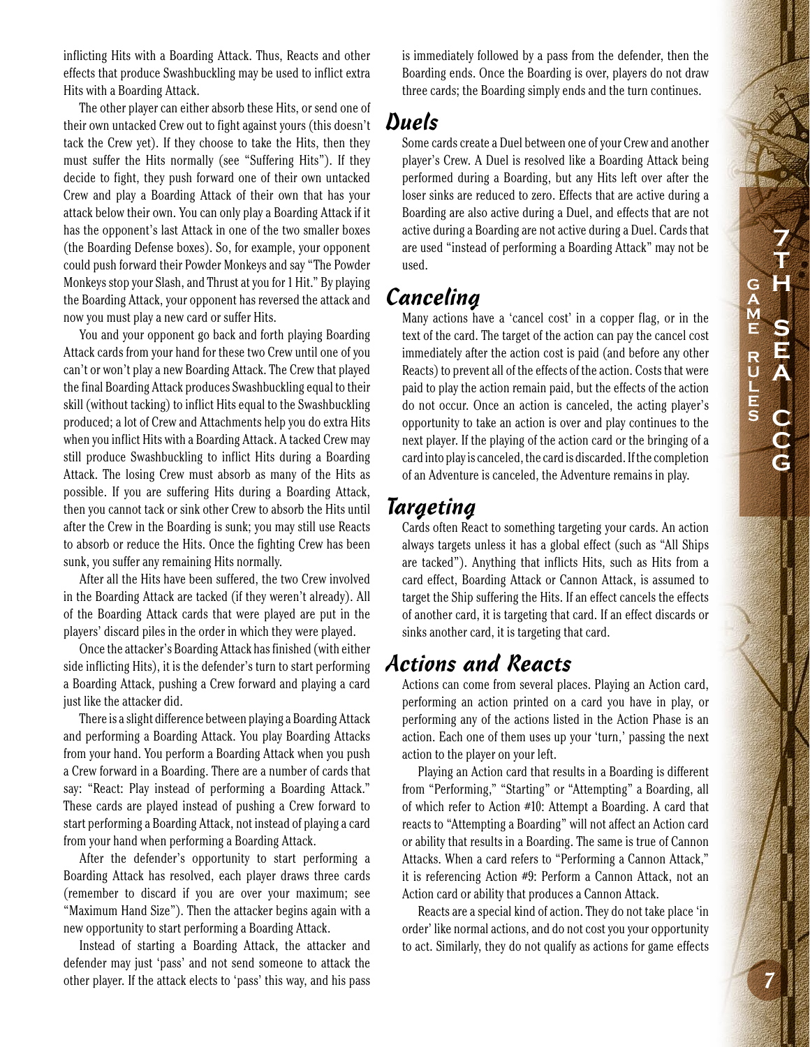inflicting Hits with a Boarding Attack. Thus, Reacts and other effects that produce Swashbuckling may be used to inflict extra Hits with a Boarding Attack.

The other player can either absorb these Hits, or send one of their own untacked Crew out to fight against yours (this doesn't tack the Crew yet). If they choose to take the Hits, then they must suffer the Hits normally (see "Suffering Hits"). If they decide to fight, they push forward one of their own untacked Crew and play a Boarding Attack of their own that has your attack below their own. You can only play a Boarding Attack if it has the opponent's last Attack in one of the two smaller boxes (the Boarding Defense boxes). So, for example, your opponent could push forward their Powder Monkeys and say "The Powder Monkeys stop your Slash, and Thrust at you for 1 Hit." By playing the Boarding Attack, your opponent has reversed the attack and now you must play a new card or suffer Hits.

You and your opponent go back and forth playing Boarding Attack cards from your hand for these two Crew until one of you can't or won't play a new Boarding Attack. The Crew that played the final Boarding Attack produces Swashbuckling equal to their skill (without tacking) to inflict Hits equal to the Swashbuckling produced; a lot of Crew and Attachments help you do extra Hits when you inflict Hits with a Boarding Attack. A tacked Crew may still produce Swashbuckling to inflict Hits during a Boarding Attack. The losing Crew must absorb as many of the Hits as possible. If you are suffering Hits during a Boarding Attack, then you cannot tack or sink other Crew to absorb the Hits until after the Crew in the Boarding is sunk; you may still use Reacts to absorb or reduce the Hits. Once the fighting Crew has been sunk, you suffer any remaining Hits normally.

After all the Hits have been suffered, the two Crew involved in the Boarding Attack are tacked (if they weren't already). All of the Boarding Attack cards that were played are put in the players' discard piles in the order in which they were played.

Once the attacker's Boarding Attack has finished (with either side inflicting Hits), it is the defender's turn to start performing a Boarding Attack, pushing a Crew forward and playing a card just like the attacker did.

There is a slight difference between playing a Boarding Attack and performing a Boarding Attack. You play Boarding Attacks from your hand. You perform a Boarding Attack when you push a Crew forward in a Boarding. There are a number of cards that say: "React: Play instead of performing a Boarding Attack." These cards are played instead of pushing a Crew forward to start performing a Boarding Attack, not instead of playing a card from your hand when performing a Boarding Attack.

After the defender's opportunity to start performing a Boarding Attack has resolved, each player draws three cards (remember to discard if you are over your maximum; see "Maximum Hand Size"). Then the attacker begins again with a new opportunity to start performing a Boarding Attack.

Instead of starting a Boarding Attack, the attacker and defender may just 'pass' and not send someone to attack the other player. If the attack elects to 'pass' this way, and his pass is immediately followed by a pass from the defender, then the Boarding ends. Once the Boarding is over, players do not draw three cards; the Boarding simply ends and the turn continues.

## Duels

Some cards create a Duel between one of your Crew and another player's Crew. A Duel is resolved like a Boarding Attack being performed during a Boarding, but any Hits left over after the loser sinks are reduced to zero. Effects that are active during a Boarding are also active during a Duel, and effects that are not active during a Boarding are not active during a Duel. Cards that are used "instead of performing a Boarding Attack" may not be used.

## Canceling

Many actions have a 'cancel cost' in a copper flag, or in the text of the card. The target of the action can pay the cancel cost immediately after the action cost is paid (and before any other Reacts) to prevent all of the effects of the action. Costs that were paid to play the action remain paid, but the effects of the action do not occur. Once an action is canceled, the acting player's opportunity to take an action is over and play continues to the next player. If the playing of the action card or the bringing of a card into play is canceled, the card is discarded. If the completion of an Adventure is canceled, the Adventure remains in play.

## Targeting

Cards often React to something targeting your cards. An action always targets unless it has a global effect (such as "All Ships are tacked"). Anything that inflicts Hits, such as Hits from a card effect, Boarding Attack or Cannon Attack, is assumed to target the Ship suffering the Hits. If an effect cancels the effects of another card, it is targeting that card. If an effect discards or sinks another card, it is targeting that card.

## Actions and Reacts

Actions can come from several places. Playing an Action card, performing an action printed on a card you have in play, or performing any of the actions listed in the Action Phase is an action. Each one of them uses up your 'turn,' passing the next action to the player on your left.

Playing an Action card that results in a Boarding is different from "Performing," "Starting" or "Attempting" a Boarding, all of which refer to Action #10: Attempt a Boarding. A card that reacts to "Attempting a Boarding" will not affect an Action card or ability that results in a Boarding. The same is true of Cannon Attacks. When a card refers to "Performing a Cannon Attack," it is referencing Action #9: Perform a Cannon Attack, not an Action card or ability that produces a Cannon Attack.

Reacts are a special kind of action. They do not take place 'in order' like normal actions, and do not cost you your opportunity to act. Similarly, they do not qualify as actions for game effects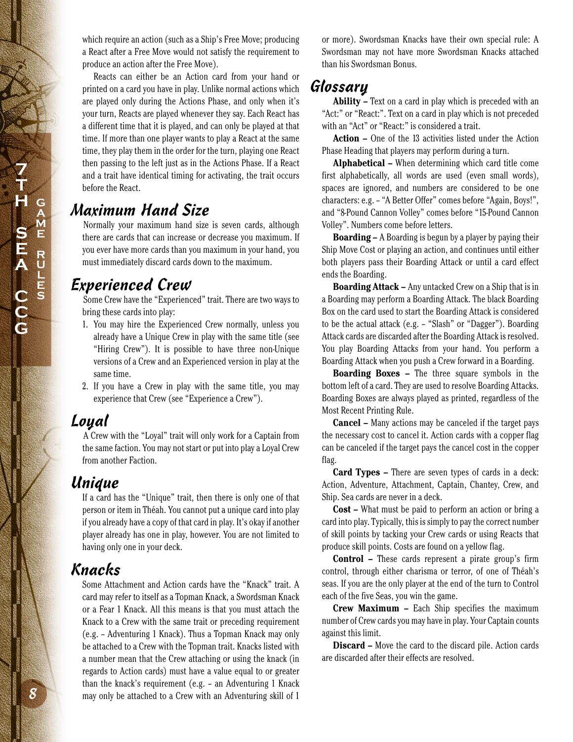which require an action (such as a Ship's Free Move; producing a React after a Free Move would not satisfy the requirement to produce an action after the Free Move).

Reacts can either be an Action card from your hand or printed on a card you have in play. Unlike normal actions which are played only during the Actions Phase, and only when it's your turn, Reacts are played whenever they say. Each React has a different time that it is played, and can only be played at that time. If more than one player wants to play a React at the same time, they play them in the order for the turn, playing one React then passing to the left just as in the Actions Phase. If a React and a trait have identical timing for activating, the trait occurs before the React.

## Maximum Hand Size

Normally your maximum hand size is seven cards, although there are cards that can increase or decrease you maximum. If you ever have more cards than you maximum in your hand, you must immediately discard cards down to the maximum.

## Experienced Crew

Some Crew have the "Experienced" trait. There are two ways to bring these cards into play:

1. You may hire the Experienced Crew normally, unless you already have a Unique Crew in play with the same title (see "Hiring Crew"). It is possible to have three non-Unique versions of a Crew and an Experienced version in play at the same time.
2. If you have a Crew in play with the same title, you may experience that Crew (see "Experience a Crew").

## Loyal

A Crew with the "Loyal" trait will only work for a Captain from the same faction. You may not start or put into play a Loyal Crew from another Faction.

## Unique

If a card has the "Unique" trait, then there is only one of that person or item in Théah. You cannot put a unique card into play if you already have a copy of that card in play. It's okay if another player already has one in play, however. You are not limited to having only one in your deck.

## Knacks

Some Attachment and Action cards have the "Knack" trait. A card may refer to itself as a Topman Knack, a Swordsman Knack or a Fear 1 Knack. All this means is that you must attach the Knack to a Crew with the same trait or preceding requirement (e.g. – Adventuring 1 Knack). Thus a Topman Knack may only be attached to a Crew with the Topman trait. Knacks listed with a number mean that the Crew attaching or using the knack (in regards to Action cards) must have a value equal to or greater than the knack's requirement (e.g. – an Adventuring 1 Knack may only be attached to a Crew with an Adventuring skill of 1 or more). Swordsman Knacks have their own special rule: A Swordsman may not have more Swordsman Knacks attached than his Swordsman Bonus.

## Glossary

**Ability –** Text on a card in play which is preceded with an "Act:" or "React:". Text on a card in play which is not preceded with an "Act" or "React:" is considered a trait.

**Action –** One of the 13 activities listed under the Action Phase Heading that players may perform during a turn.

**Alphabetical –** When determining which card title come first alphabetically, all words are used (even small words), spaces are ignored, and numbers are considered to be one characters: e.g. – "A Better Offer" comes before "Again, Boys!", and "8-Pound Cannon Volley" comes before "15-Pound Cannon Volley". Numbers come before letters.

**Boarding –** A Boarding is begun by a player by paying their Ship Move Cost or playing an action, and continues until either both players pass their Boarding Attack or until a card effect ends the Boarding.

**Boarding Attack –** Any untacked Crew on a Ship that is in a Boarding may perform a Boarding Attack. The black Boarding Box on the card used to start the Boarding Attack is considered to be the actual attack (e.g. – "Slash" or "Dagger"). Boarding Attack cards are discarded after the Boarding Attack is resolved. You play Boarding Attacks from your hand. You perform a Boarding Attack when you push a Crew forward in a Boarding.

**Boarding Boxes –** The three square symbols in the bottom left of a card. They are used to resolve Boarding Attacks. Boarding Boxes are always played as printed, regardless of the Most Recent Printing Rule.

**Cancel –** Many actions may be canceled if the target pays the necessary cost to cancel it. Action cards with a copper flag can be canceled if the target pays the cancel cost in the copper flag.

**Card Types –** There are seven types of cards in a deck: Action, Adventure, Attachment, Captain, Chantey, Crew, and Ship. Sea cards are never in a deck.

**Cost –** What must be paid to perform an action or bring a card into play. Typically, this is simply to pay the correct number of skill points by tacking your Crew cards or using Reacts that produce skill points. Costs are found on a yellow flag.

**Control –** These cards represent a pirate group's firm control, through either charisma or terror, of one of Théah's seas. If you are the only player at the end of the turn to Control each of the five Seas, you win the game.

**Crew Maximum –** Each Ship specifies the maximum number of Crew cards you may have in play. Your Captain counts against this limit.

**Discard –** Move the card to the discard pile. Action cards are discarded after their effects are resolved.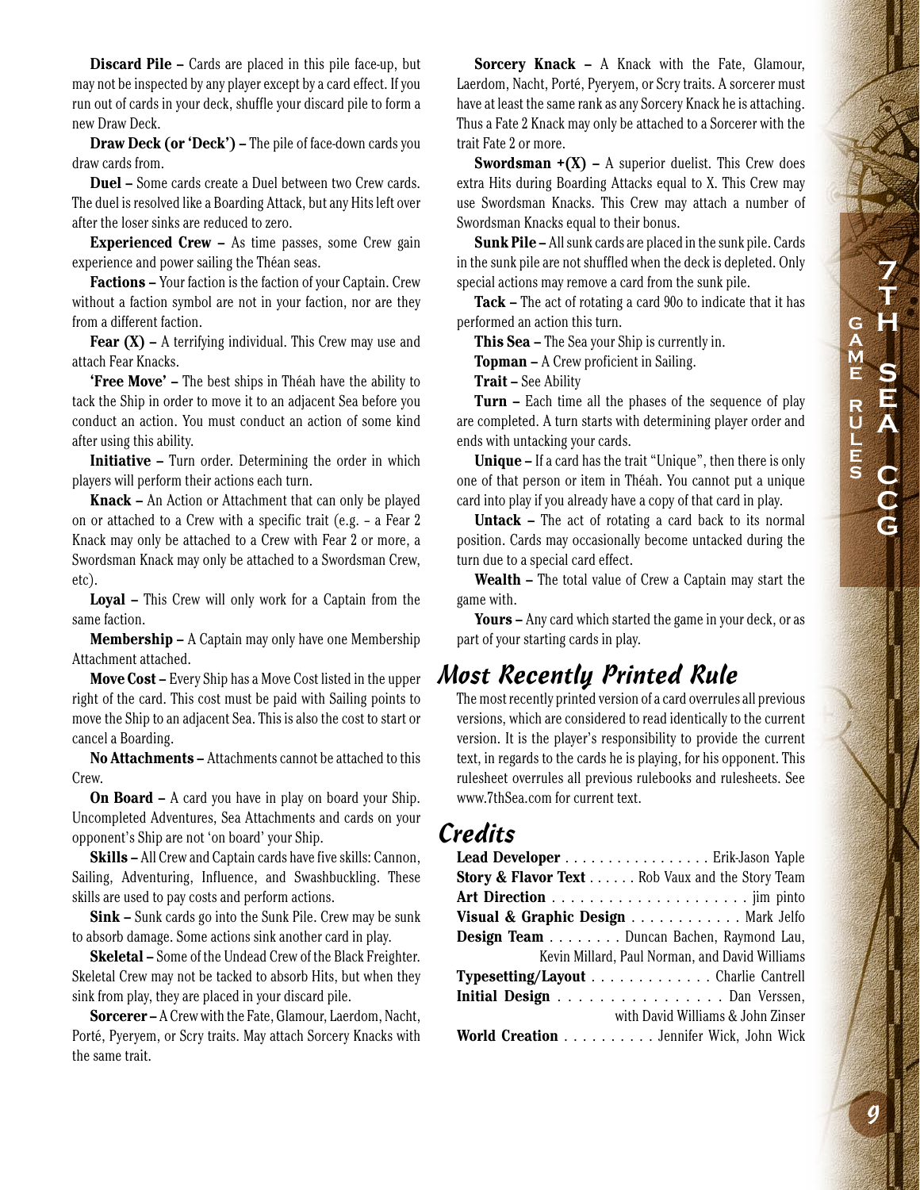**Discard Pile –** Cards are placed in this pile face-up, but may not be inspected by any player except by a card effect. If you run out of cards in your deck, shuffle your discard pile to form a new Draw Deck.

**Draw Deck (or 'Deck') –** The pile of face-down cards you draw cards from.

**Duel –** Some cards create a Duel between two Crew cards. The duel is resolved like a Boarding Attack, but any Hits left over after the loser sinks are reduced to zero.

**Experienced Crew –** As time passes, some Crew gain experience and power sailing the Théan seas.

**Factions –** Your faction is the faction of your Captain. Crew without a faction symbol are not in your faction, nor are they from a different faction.

**Fear (X) –** A terrifying individual. This Crew may use and attach Fear Knacks.

**'Free Move' –** The best ships in Théah have the ability to tack the Ship in order to move it to an adjacent Sea before you conduct an action. You must conduct an action of some kind after using this ability.

**Initiative –** Turn order. Determining the order in which players will perform their actions each turn.

**Knack –** An Action or Attachment that can only be played on or attached to a Crew with a specific trait (e.g. – a Fear 2 Knack may only be attached to a Crew with Fear 2 or more, a Swordsman Knack may only be attached to a Swordsman Crew, etc).

**Loyal –** This Crew will only work for a Captain from the same faction.

**Membership –** A Captain may only have one Membership Attachment attached.

**Move Cost –** Every Ship has a Move Cost listed in the upper right of the card. This cost must be paid with Sailing points to move the Ship to an adjacent Sea. This is also the cost to start or cancel a Boarding.

**No Attachments –** Attachments cannot be attached to this Crew.

**On Board –** A card you have in play on board your Ship. Uncompleted Adventures, Sea Attachments and cards on your opponent's Ship are not 'on board' your Ship.

**Skills –** All Crew and Captain cards have five skills: Cannon, Sailing, Adventuring, Influence, and Swashbuckling. These skills are used to pay costs and perform actions.

**Sink –** Sunk cards go into the Sunk Pile. Crew may be sunk to absorb damage. Some actions sink another card in play.

**Skeletal –** Some of the Undead Crew of the Black Freighter. Skeletal Crew may not be tacked to absorb Hits, but when they sink from play, they are placed in your discard pile.

**Sorcerer –** A Crew with the Fate, Glamour, Laerdom, Nacht, Porté, Pyeryem, or Scry traits. May attach Sorcery Knacks with the same trait.

**Sorcery Knack –** A Knack with the Fate, Glamour, Laerdom, Nacht, Porté, Pyeryem, or Scry traits. A sorcerer must have at least the same rank as any Sorcery Knack he is attaching. Thus a Fate 2 Knack may only be attached to a Sorcerer with the trait Fate 2 or more.

**Swordsman +(X) –** A superior duelist. This Crew does extra Hits during Boarding Attacks equal to X. This Crew may use Swordsman Knacks. This Crew may attach a number of Swordsman Knacks equal to their bonus.

**Sunk Pile –** All sunk cards are placed in the sunk pile. Cards in the sunk pile are not shuffled when the deck is depleted. Only special actions may remove a card from the sunk pile.

**Tack –** The act of rotating a card 90o to indicate that it has performed an action this turn.

**This Sea –** The Sea your Ship is currently in.

**Topman –** A Crew proficient in Sailing.

**Trait –** See Ability

**Turn –** Each time all the phases of the sequence of play are completed. A turn starts with determining player order and ends with untacking your cards.

**Unique –** If a card has the trait "Unique", then there is only one of that person or item in Théah. You cannot put a unique card into play if you already have a copy of that card in play.

**Untack –** The act of rotating a card back to its normal position. Cards may occasionally become untacked during the turn due to a special card effect.

**Wealth –** The total value of Crew a Captain may start the game with.

**Yours –** Any card which started the game in your deck, or as part of your starting cards in play.

## Most Recently Printed Rule

The most recently printed version of a card overrules all previous versions, which are considered to read identically to the current version. It is the player's responsibility to provide the current text, in regards to the cards he is playing, for his opponent. This rulesheet overrules all previous rulebooks and rulesheets. See www.7thSea.com for current text.

## Credits

**Lead Developer** . . . . . . . . . . . . . . . . . Erik-Jason Yaple
**Story & Flavor Text** . . . . . . Rob Vaux and the Story Team
**Art Direction** . . . . . . . . . . . . . . . . . . . . . . jim pinto
**Visual & Graphic Design** . . . . . . . . . . . . Mark Jelfo
**Design Team** . . . . . . . . Duncan Bachen, Raymond Lau, Kevin Millard, Paul Norman, and David Williams
**Typesetting/Layout** . . . . . . . . . . . . . Charlie Cantrell
**Initial Design** . . . . . . . . . . . . . . . . . . Dan Verssen, with David Williams & John Zinser
**World Creation** . . . . . . . . . . Jennifer Wick, John Wick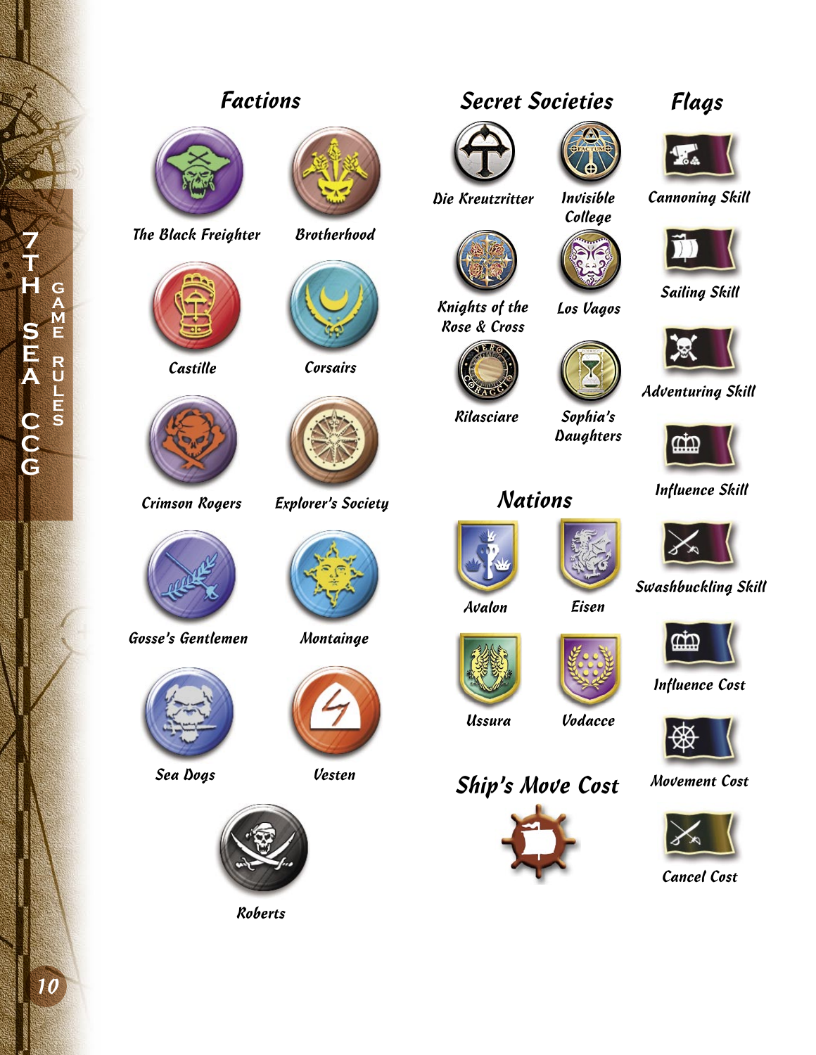## Factions

The Black Freighter

Brotherhood

Castille

Corsairs

Crimson Rogers

Explorer's Society

Gosse's Gentlemen

Montainge

Sea Dogs

Vesten

Roberts

## Secret Societies

Die Kreutzritter

Invisible College

Knights of the Rose & Cross

Los Vagos

Rilasciare

Sophia's Daughters

## Nations

Avalon

Eisen

Ussura

Vodacce

## Ship's Move Cost

## Flags

Cannoning Skill

Sailing Skill

Adventuring Skill

Influence Skill

Swashbuckling Skill

Influence Cost

Movement Cost

Cancel Cost